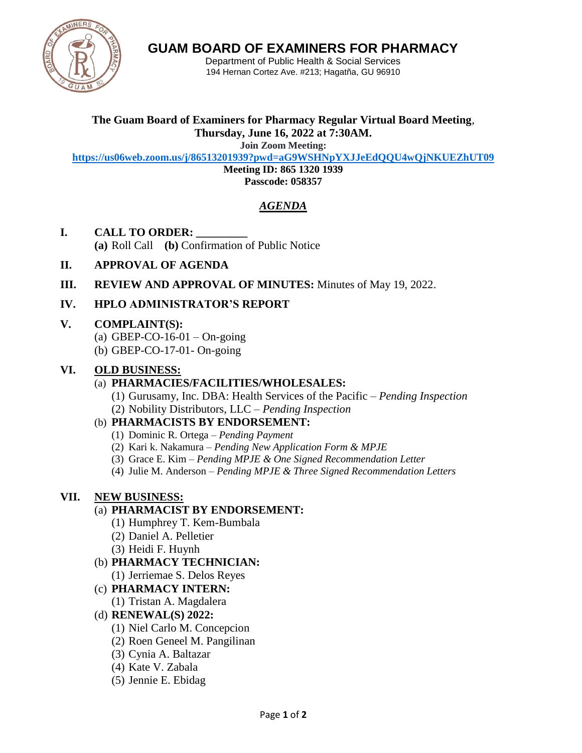# GUAM BOARD OF EXAMINERS FOR PHARMACY

Department of Public Health & Social Services
194 Hernan Cortez Ave. #213; Hagatña, GU 96910

**The Guam Board of Examiners for Pharmacy Regular Virtual Board Meeting**,
**Thursday, June 16, 2022 at 7:30AM.**

**Join Zoom Meeting:**

**https://us06web.zoom.us/j/86513201939?pwd=aG9WSHNpYXJJeEdQQU4wQjNKUEZhUT09**

**Meeting ID: 865 1320 1939**
**Passcode: 058357**

## *AGENDA*

**I. CALL TO ORDER: _________**
**(a)** Roll Call **(b)** Confirmation of Public Notice

**II. APPROVAL OF AGENDA**

**III. REVIEW AND APPROVAL OF MINUTES:** Minutes of May 19, 2022.

**IV. HPLO ADMINISTRATOR'S REPORT**

**V. COMPLAINT(S):**
- (a) GBEP-CO-16-01 – On-going
- (b) GBEP-CO-17-01- On-going

**VI. OLD BUSINESS:**

(a) **PHARMACIES/FACILITIES/WHOLESALES:**
- (1) Gurusamy, Inc. DBA: Health Services of the Pacific – *Pending Inspection*
- (2) Nobility Distributors, LLC – *Pending Inspection*

(b) **PHARMACISTS BY ENDORSEMENT:**
- (1) Dominic R. Ortega – *Pending Payment*
- (2) Kari k. Nakamura – *Pending New Application Form & MPJE*
- (3) Grace E. Kim – *Pending MPJE & One Signed Recommendation Letter*
- (4) Julie M. Anderson – *Pending MPJE & Three Signed Recommendation Letters*

**VII. NEW BUSINESS:**

(a) **PHARMACIST BY ENDORSEMENT:**
- (1) Humphrey T. Kem-Bumbala
- (2) Daniel A. Pelletier
- (3) Heidi F. Huynh

(b) **PHARMACY TECHNICIAN:**
- (1) Jerriemae S. Delos Reyes

(c) **PHARMACY INTERN:**
- (1) Tristan A. Magdalera

(d) **RENEWAL(S) 2022:**
- (1) Niel Carlo M. Concepcion
- (2) Roen Geneel M. Pangilinan
- (3) Cynia A. Baltazar
- (4) Kate V. Zabala
- (5) Jennie E. Ebidag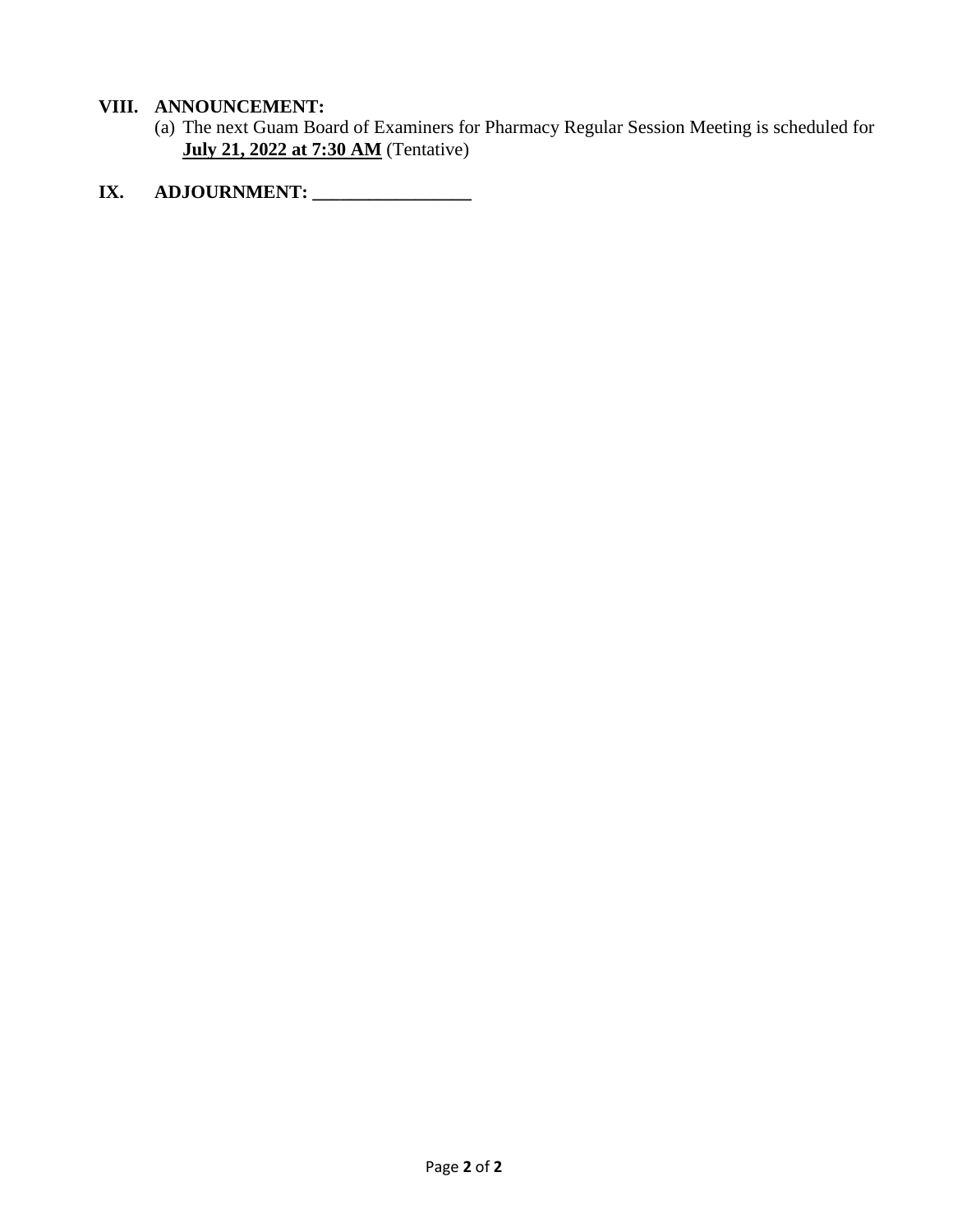## VIII. ANNOUNCEMENT:

(a) The next Guam Board of Examiners for Pharmacy Regular Session Meeting is scheduled for **July 21, 2022 at 7:30 AM** (Tentative)

## IX. ADJOURNMENT: _________________